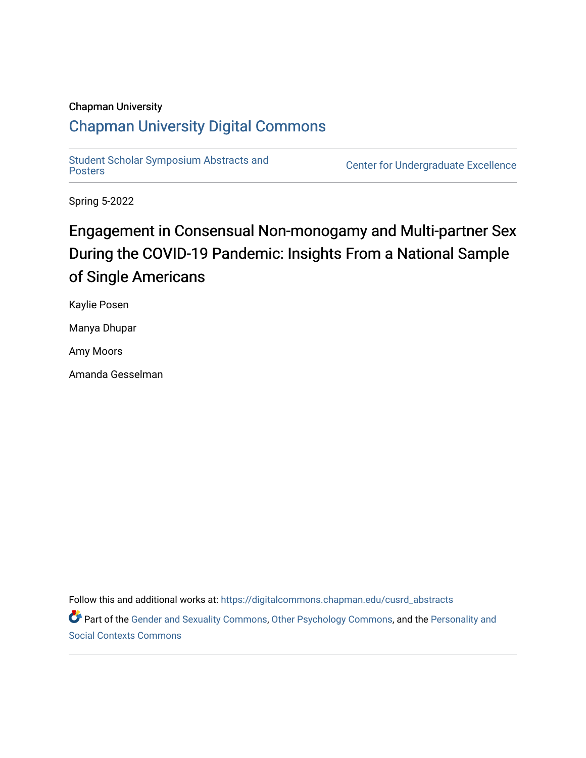Chapman University

## Chapman University Digital Commons

Student Scholar Symposium Abstracts and Posters

Center for Undergraduate Excellence

Spring 5-2022

# Engagement in Consensual Non-monogamy and Multi-partner Sex During the COVID-19 Pandemic: Insights From a National Sample of Single Americans

Kaylie Posen

Manya Dhupar

Amy Moors

Amanda Gesselman

Follow this and additional works at: https://digitalcommons.chapman.edu/cusrd_abstracts

Part of the Gender and Sexuality Commons, Other Psychology Commons, and the Personality and Social Contexts Commons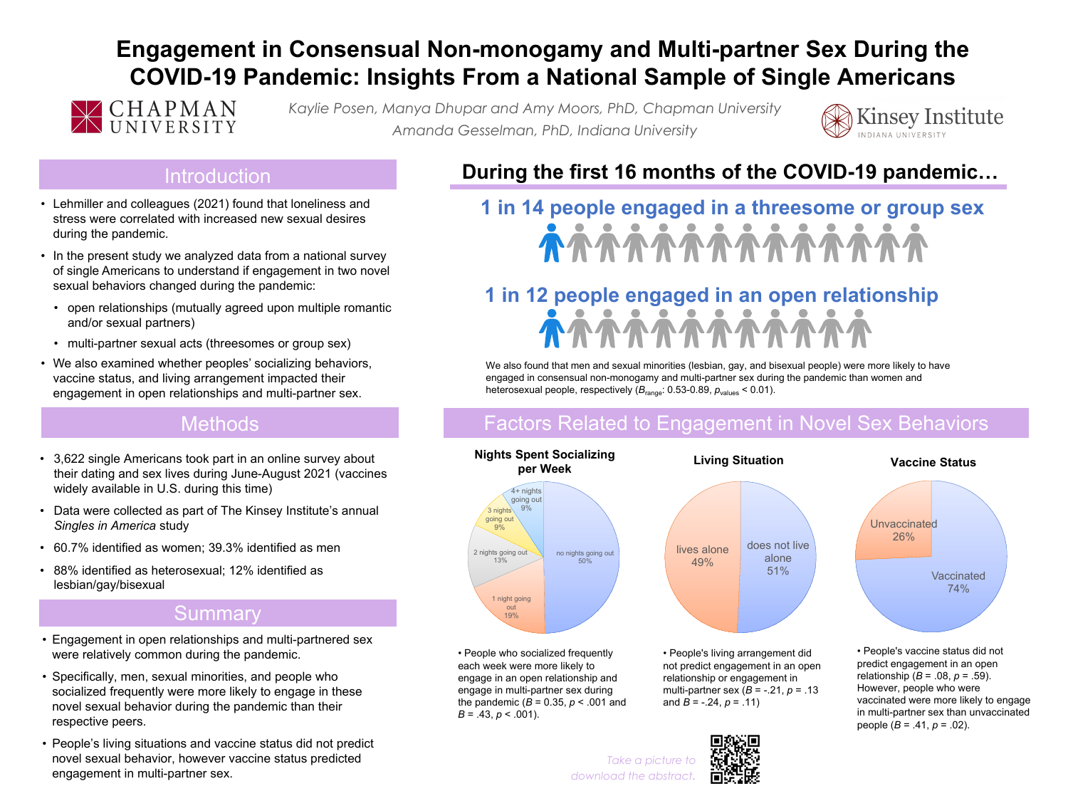# Engagement in Consensual Non-monogamy and Multi-partner Sex During the COVID-19 Pandemic: Insights From a National Sample of Single Americans

CHAPMAN UNIVERSITY

*Kaylie Posen, Manya Dhupar and Amy Moors, PhD, Chapman University*
*Amanda Gesselman, PhD, Indiana University*

Kinsey Institute
INDIANA UNIVERSITY

## Introduction

- Lehmiller and colleagues (2021) found that loneliness and stress were correlated with increased new sexual desires during the pandemic.
- In the present study we analyzed data from a national survey of single Americans to understand if engagement in two novel sexual behaviors changed during the pandemic:
  - open relationships (mutually agreed upon multiple romantic and/or sexual partners)
  - multi-partner sexual acts (threesomes or group sex)
- We also examined whether peoples' socializing behaviors, vaccine status, and living arrangement impacted their engagement in open relationships and multi-partner sex.

## Methods

- 3,622 single Americans took part in an online survey about their dating and sex lives during June-August 2021 (vaccines widely available in U.S. during this time)
- Data were collected as part of The Kinsey Institute's annual *Singles in America* study
- 60.7% identified as women; 39.3% identified as men
- 88% identified as heterosexual; 12% identified as lesbian/gay/bisexual

## Summary

- Engagement in open relationships and multi-partnered sex were relatively common during the pandemic.
- Specifically, men, sexual minorities, and people who socialized frequently were more likely to engage in these novel sexual behavior during the pandemic than their respective peers.
- People's living situations and vaccine status did not predict novel sexual behavior, however vaccine status predicted engagement in multi-partner sex.

## During the first 16 months of the COVID-19 pandemic…

**1 in 14 people engaged in a threesome or group sex**

**1 in 12 people engaged in an open relationship**

We also found that men and sexual minorities (lesbian, gay, and bisexual people) were more likely to have engaged in consensual non-monogamy and multi-partner sex during the pandemic than women and heterosexual people, respectively ($B_{range}$: 0.53-0.89, $p_{values} < 0.01$).

## Factors Related to Engagement in Novel Sex Behaviors

### Nights Spent Socializing per Week

no nights going out 50%
1 night going out 19%
2 nights going out 13%
3 nights going out 9%
4+ nights going out 9%

- People who socialized frequently each week were more likely to engage in an open relationship and engage in multi-partner sex during the pandemic ($B = 0.35$, $p < .001$ and $B = .43$, $p < .001$).

### Living Situation

lives alone 49%
does not live alone 51%

- People's living arrangement did not predict engagement in an open relationship or engagement in multi-partner sex ($B = -.21$, $p = .13$ and $B = -.24$, $p = .11$)

### Vaccine Status

Unvaccinated 26%
Vaccinated 74%

- People's vaccine status did not predict engagement in an open relationship ($B = .08$, $p = .59$). However, people who were vaccinated were more likely to engage in multi-partner sex than unvaccinated people ($B = .41$, $p = .02$).

*Take a picture to download the abstract.*